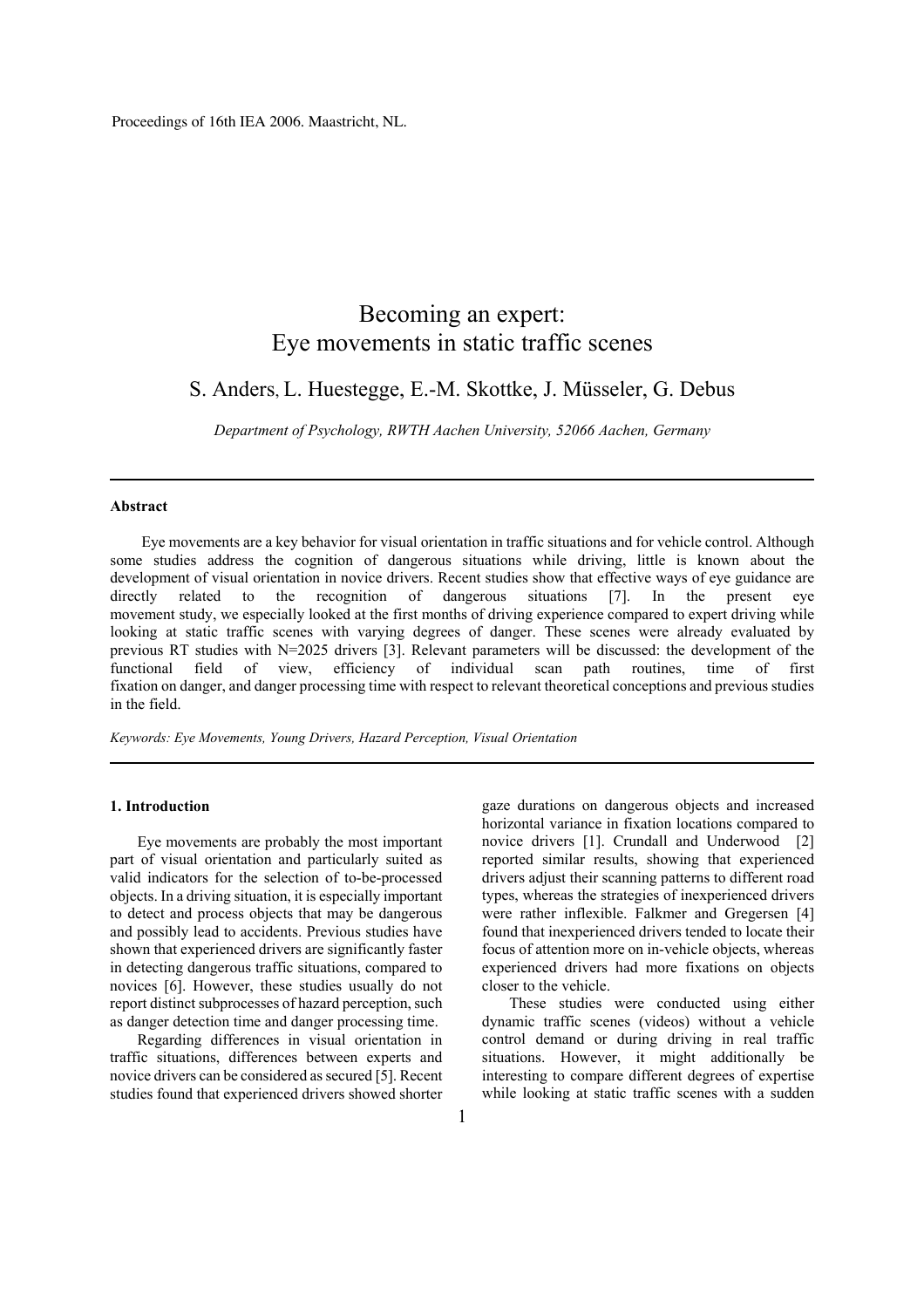# Becoming an expert: Eye movements in static traffic scenes

S. Anders, L. Huestegge, E.-M. Skottke, J. Müsseler, G. Debus

*Department of Psychology, RWTH Aachen University, 52066 Aachen, Germany*

---

## Abstract

Eye movements are a key behavior for visual orientation in traffic situations and for vehicle control. Although some studies address the cognition of dangerous situations while driving, little is known about the development of visual orientation in novice drivers. Recent studies show that effective ways of eye guidance are directly related to the recognition of dangerous situations [7]. In the present eye movement study, we especially looked at the first months of driving experience compared to expert driving while looking at static traffic scenes with varying degrees of danger. These scenes were already evaluated by previous RT studies with N=2025 drivers [3]. Relevant parameters will be discussed: the development of the functional field of view, efficiency of individual scan path routines, time of first fixation on danger, and danger processing time with respect to relevant theoretical conceptions and previous studies in the field.

*Keywords: Eye Movements, Young Drivers, Hazard Perception, Visual Orientation*

---

## 1. Introduction

Eye movements are probably the most important part of visual orientation and particularly suited as valid indicators for the selection of to-be-processed objects. In a driving situation, it is especially important to detect and process objects that may be dangerous and possibly lead to accidents. Previous studies have shown that experienced drivers are significantly faster in detecting dangerous traffic situations, compared to novices [6]. However, these studies usually do not report distinct subprocesses of hazard perception, such as danger detection time and danger processing time.

Regarding differences in visual orientation in traffic situations, differences between experts and novice drivers can be considered as secured [5]. Recent studies found that experienced drivers showed shorter gaze durations on dangerous objects and increased horizontal variance in fixation locations compared to novice drivers [1]. Crundall and Underwood [2] reported similar results, showing that experienced drivers adjust their scanning patterns to different road types, whereas the strategies of inexperienced drivers were rather inflexible. Falkmer and Gregersen [4] found that inexperienced drivers tended to locate their focus of attention more on in-vehicle objects, whereas experienced drivers had more fixations on objects closer to the vehicle.

These studies were conducted using either dynamic traffic scenes (videos) without a vehicle control demand or during driving in real traffic situations. However, it might additionally be interesting to compare different degrees of expertise while looking at static traffic scenes with a sudden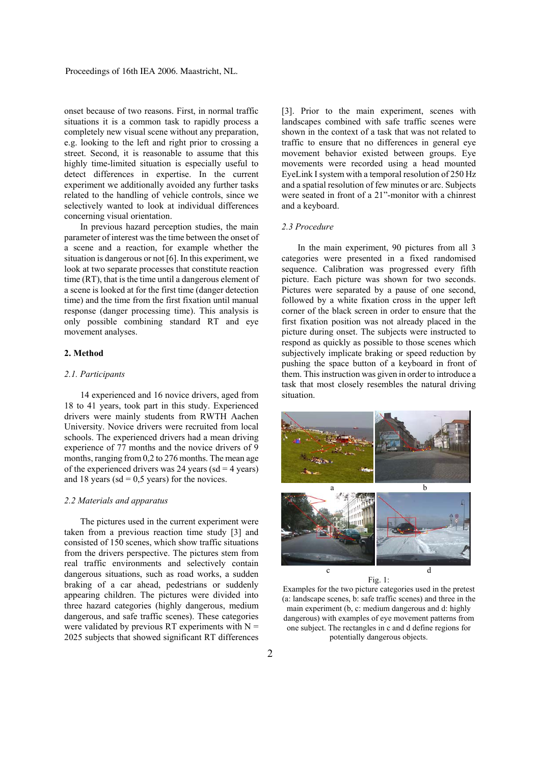onset because of two reasons. First, in normal traffic situations it is a common task to rapidly process a completely new visual scene without any preparation, e.g. looking to the left and right prior to crossing a street. Second, it is reasonable to assume that this highly time-limited situation is especially useful to detect differences in expertise. In the current experiment we additionally avoided any further tasks related to the handling of vehicle controls, since we selectively wanted to look at individual differences concerning visual orientation.

In previous hazard perception studies, the main parameter of interest was the time between the onset of a scene and a reaction, for example whether the situation is dangerous or not [6]. In this experiment, we look at two separate processes that constitute reaction time (RT), that is the time until a dangerous element of a scene is looked at for the first time (danger detection time) and the time from the first fixation until manual response (danger processing time). This analysis is only possible combining standard RT and eye movement analyses.

## 2. Method

### *2.1. Participants*

14 experienced and 16 novice drivers, aged from 18 to 41 years, took part in this study. Experienced drivers were mainly students from RWTH Aachen University. Novice drivers were recruited from local schools. The experienced drivers had a mean driving experience of 77 months and the novice drivers of 9 months, ranging from 0,2 to 276 months. The mean age of the experienced drivers was 24 years (sd = 4 years) and 18 years (sd = 0,5 years) for the novices.

### *2.2 Materials and apparatus*

The pictures used in the current experiment were taken from a previous reaction time study [3] and consisted of 150 scenes, which show traffic situations from the drivers perspective. The pictures stem from real traffic environments and selectively contain dangerous situations, such as road works, a sudden braking of a car ahead, pedestrians or suddenly appearing children. The pictures were divided into three hazard categories (highly dangerous, medium dangerous, and safe traffic scenes). These categories were validated by previous RT experiments with N = 2025 subjects that showed significant RT differences [3]. Prior to the main experiment, scenes with landscapes combined with safe traffic scenes were shown in the context of a task that was not related to traffic to ensure that no differences in general eye movement behavior existed between groups. Eye movements were recorded using a head mounted EyeLink I system with a temporal resolution of 250 Hz and a spatial resolution of few minutes or arc. Subjects were seated in front of a 21”-monitor with a chinrest and a keyboard.

### *2.3 Procedure*

In the main experiment, 90 pictures from all 3 categories were presented in a fixed randomised sequence. Calibration was progressed every fifth picture. Each picture was shown for two seconds. Pictures were separated by a pause of one second, followed by a white fixation cross in the upper left corner of the black screen in order to ensure that the first fixation position was not already placed in the picture during onset. The subjects were instructed to respond as quickly as possible to those scenes which subjectively implicate braking or speed reduction by pushing the space button of a keyboard in front of them. This instruction was given in order to introduce a task that most closely resembles the natural driving situation.

Fig. 1:
Examples for the two picture categories used in the pretest (a: landscape scenes, b: safe traffic scenes) and three in the main experiment (b, c: medium dangerous and d: highly dangerous) with examples of eye movement patterns from one subject. The rectangles in c and d define regions for potentially dangerous objects.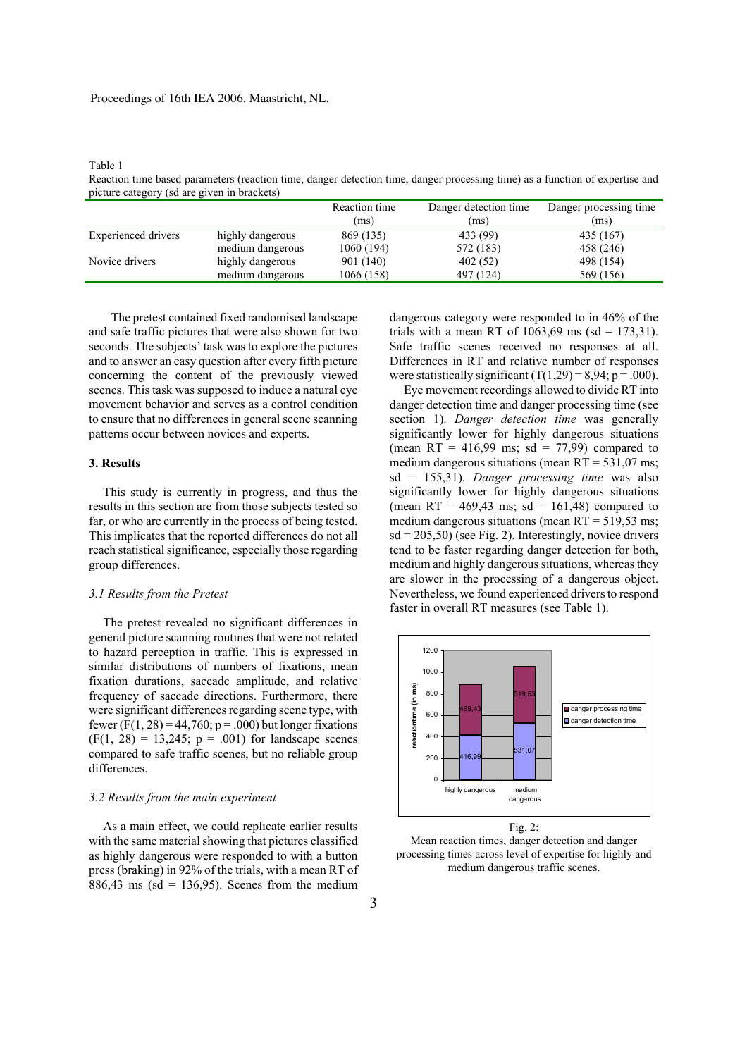Table 1
Reaction time based parameters (reaction time, danger detection time, danger processing time) as a function of expertise and picture category (sd are given in brackets)

| | | Reaction time (ms) | Danger detection time (ms) | Danger processing time (ms) |
|---|---|---|---|---|
| Experienced drivers | highly dangerous | 869 (135) | 433 (99) | 435 (167) |
| | medium dangerous | 1060 (194) | 572 (183) | 458 (246) |
| Novice drivers | highly dangerous | 901 (140) | 402 (52) | 498 (154) |
| | medium dangerous | 1066 (158) | 497 (124) | 569 (156) |

The pretest contained fixed randomised landscape and safe traffic pictures that were also shown for two seconds. The subjects' task was to explore the pictures and to answer an easy question after every fifth picture concerning the content of the previously viewed scenes. This task was supposed to induce a natural eye movement behavior and serves as a control condition to ensure that no differences in general scene scanning patterns occur between novices and experts.

## 3. Results

This study is currently in progress, and thus the results in this section are from those subjects tested so far, or who are currently in the process of being tested. This implicates that the reported differences do not all reach statistical significance, especially those regarding group differences.

### *3.1 Results from the Pretest*

The pretest revealed no significant differences in general picture scanning routines that were not related to hazard perception in traffic. This is expressed in similar distributions of numbers of fixations, mean fixation durations, saccade amplitude, and relative frequency of saccade directions. Furthermore, there were significant differences regarding scene type, with fewer ($F(1, 28) = 44{,}760$; $p = .000$) but longer fixations ($F(1, 28) = 13{,}245$; $p = .001$) for landscape scenes compared to safe traffic scenes, but no reliable group differences.

### *3.2 Results from the main experiment*

As a main effect, we could replicate earlier results with the same material showing that pictures classified as highly dangerous were responded to with a button press (braking) in 92% of the trials, with a mean RT of 886,43 ms (sd = 136,95). Scenes from the medium dangerous category were responded to in 46% of the trials with a mean RT of 1063,69 ms (sd = 173,31). Safe traffic scenes received no responses at all. Differences in RT and relative number of responses were statistically significant ($T(1,29) = 8{,}94$; $p = .000$).

Eye movement recordings allowed to divide RT into danger detection time and danger processing time (see section 1). *Danger detection time* was generally significantly lower for highly dangerous situations (mean RT = 416,99 ms; sd = 77,99) compared to medium dangerous situations (mean RT = 531,07 ms; sd = 155,31). *Danger processing time* was also significantly lower for highly dangerous situations (mean RT = 469,43 ms; sd = 161,48) compared to medium dangerous situations (mean RT = 519,53 ms; sd = 205,50) (see Fig. 2). Interestingly, novice drivers tend to be faster regarding danger detection for both, medium and highly dangerous situations, whereas they are slower in the processing of a dangerous object. Nevertheless, we found experienced drivers to respond faster in overall RT measures (see Table 1).

Fig. 2:
Mean reaction times, danger detection and danger processing times across level of expertise for highly and medium dangerous traffic scenes.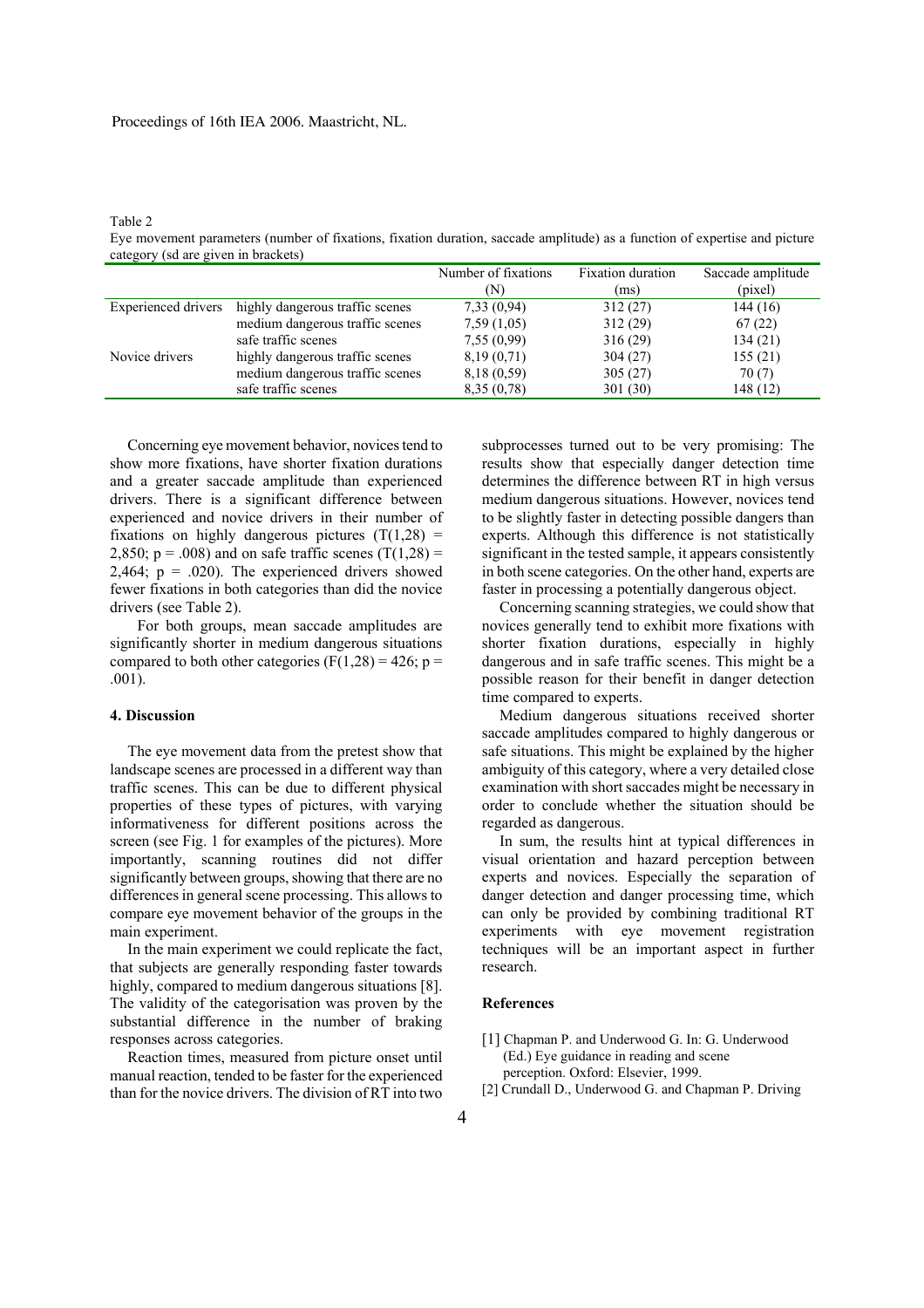Table 2

Eye movement parameters (number of fixations, fixation duration, saccade amplitude) as a function of expertise and picture category (sd are given in brackets)

| | | Number of fixations (N) | Fixation duration (ms) | Saccade amplitude (pixel) |
|---|---|---|---|---|
| Experienced drivers | highly dangerous traffic scenes | 7,33 (0,94) | 312 (27) | 144 (16) |
| | medium dangerous traffic scenes | 7,59 (1,05) | 312 (29) | 67 (22) |
| | safe traffic scenes | 7,55 (0,99) | 316 (29) | 134 (21) |
| Novice drivers | highly dangerous traffic scenes | 8,19 (0,71) | 304 (27) | 155 (21) |
| | medium dangerous traffic scenes | 8,18 (0,59) | 305 (27) | 70 (7) |
| | safe traffic scenes | 8,35 (0,78) | 301 (30) | 148 (12) |

Concerning eye movement behavior, novices tend to show more fixations, have shorter fixation durations and a greater saccade amplitude than experienced drivers. There is a significant difference between experienced and novice drivers in their number of fixations on highly dangerous pictures ($T(1,28) = 2,850$; $p = .008$) and on safe traffic scenes ($T(1,28) = 2,464$; $p = .020$). The experienced drivers showed fewer fixations in both categories than did the novice drivers (see Table 2).

For both groups, mean saccade amplitudes are significantly shorter in medium dangerous situations compared to both other categories ($F(1,28) = 426$; $p = .001$).

## 4. Discussion

The eye movement data from the pretest show that landscape scenes are processed in a different way than traffic scenes. This can be due to different physical properties of these types of pictures, with varying informativeness for different positions across the screen (see Fig. 1 for examples of the pictures). More importantly, scanning routines did not differ significantly between groups, showing that there are no differences in general scene processing. This allows to compare eye movement behavior of the groups in the main experiment.

In the main experiment we could replicate the fact, that subjects are generally responding faster towards highly, compared to medium dangerous situations [8]. The validity of the categorisation was proven by the substantial difference in the number of braking responses across categories.

Reaction times, measured from picture onset until manual reaction, tended to be faster for the experienced than for the novice drivers. The division of RT into two subprocesses turned out to be very promising: The results show that especially danger detection time determines the difference between RT in high versus medium dangerous situations. However, novices tend to be slightly faster in detecting possible dangers than experts. Although this difference is not statistically significant in the tested sample, it appears consistently in both scene categories. On the other hand, experts are faster in processing a potentially dangerous object.

Concerning scanning strategies, we could show that novices generally tend to exhibit more fixations with shorter fixation durations, especially in highly dangerous and in safe traffic scenes. This might be a possible reason for their benefit in danger detection time compared to experts.

Medium dangerous situations received shorter saccade amplitudes compared to highly dangerous or safe situations. This might be explained by the higher ambiguity of this category, where a very detailed close examination with short saccades might be necessary in order to conclude whether the situation should be regarded as dangerous.

In sum, the results hint at typical differences in visual orientation and hazard perception between experts and novices. Especially the separation of danger detection and danger processing time, which can only be provided by combining traditional RT experiments with eye movement registration techniques will be an important aspect in further research.

## References

[1] Chapman P. and Underwood G. In: G. Underwood (Ed.) Eye guidance in reading and scene perception. Oxford: Elsevier, 1999.

[2] Crundall D., Underwood G. and Chapman P. Driving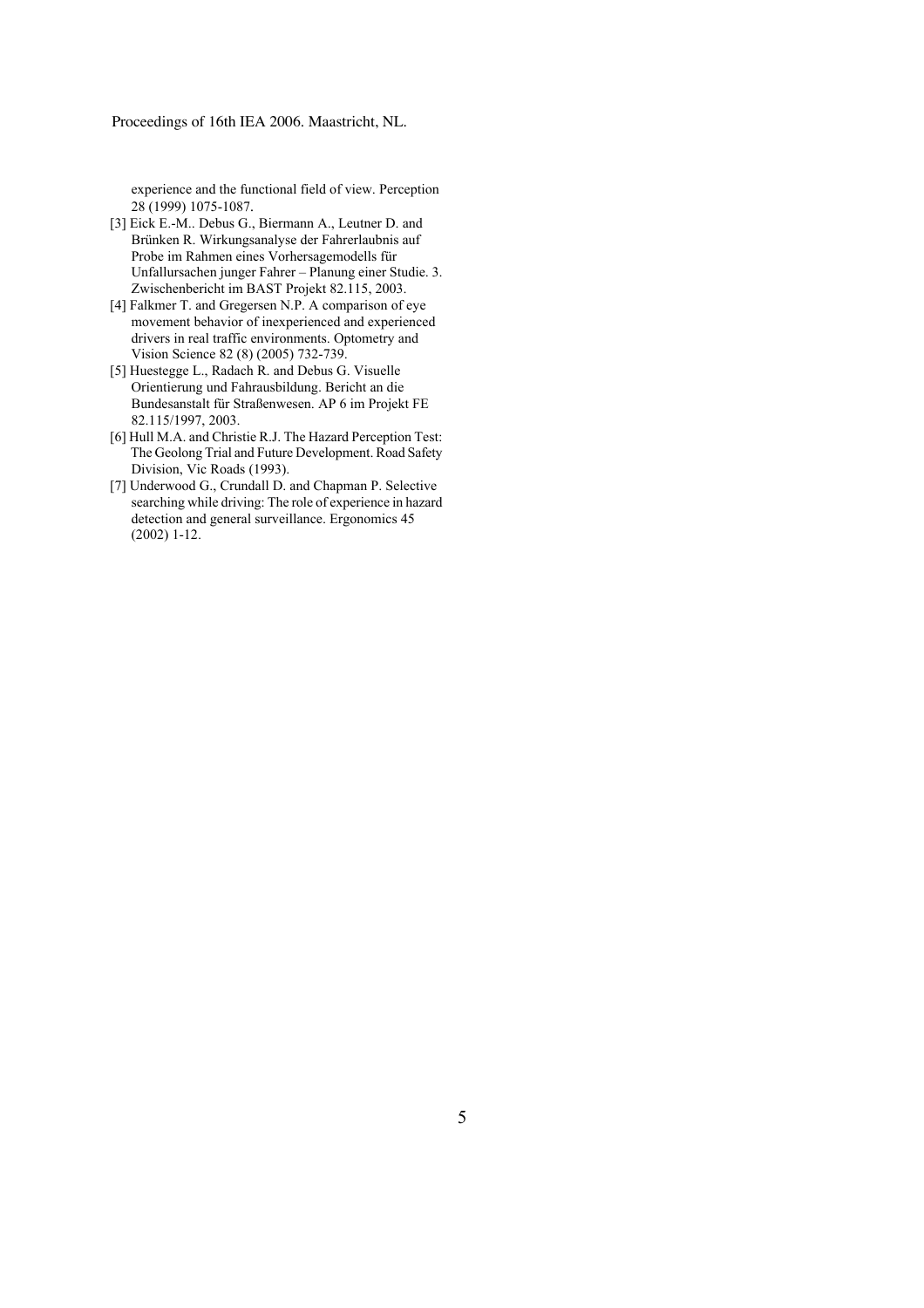experience and the functional field of view. Perception 28 (1999) 1075-1087.

[3] Eick E.-M.. Debus G., Biermann A., Leutner D. and Brünken R. Wirkungsanalyse der Fahrerlaubnis auf Probe im Rahmen eines Vorhersagemodells für Unfallursachen junger Fahrer – Planung einer Studie. 3. Zwischenbericht im BAST Projekt 82.115, 2003.

[4] Falkmer T. and Gregersen N.P. A comparison of eye movement behavior of inexperienced and experienced drivers in real traffic environments. Optometry and Vision Science 82 (8) (2005) 732-739.

[5] Huestegge L., Radach R. and Debus G. Visuelle Orientierung und Fahrausbildung. Bericht an die Bundesanstalt für Straßenwesen. AP 6 im Projekt FE 82.115/1997, 2003.

[6] Hull M.A. and Christie R.J. The Hazard Perception Test: The Geolong Trial and Future Development. Road Safety Division, Vic Roads (1993).

[7] Underwood G., Crundall D. and Chapman P. Selective searching while driving: The role of experience in hazard detection and general surveillance. Ergonomics 45 (2002) 1-12.